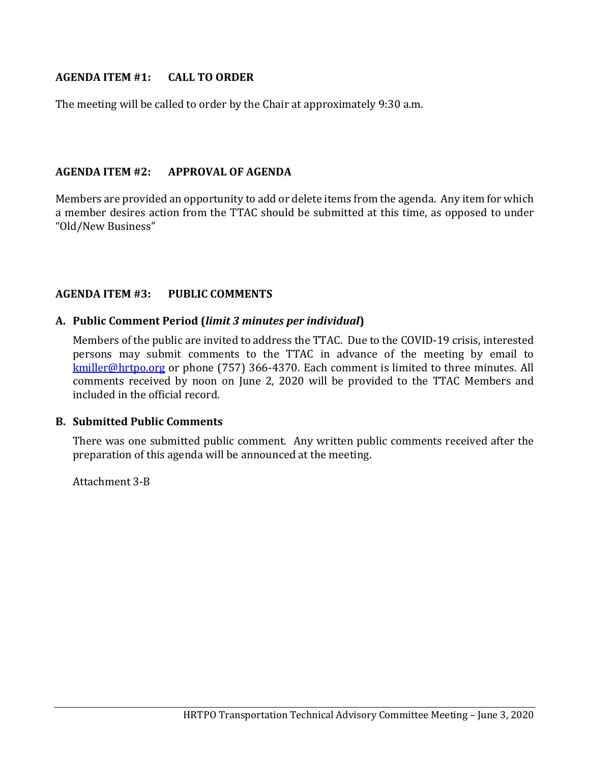## AGENDA ITEM #1: CALL TO ORDER

The meeting will be called to order by the Chair at approximately 9:30 a.m.

## AGENDA ITEM #2: APPROVAL OF AGENDA

Members are provided an opportunity to add or delete items from the agenda. Any item for which a member desires action from the TTAC should be submitted at this time, as opposed to under "Old/New Business"

## AGENDA ITEM #3: PUBLIC COMMENTS

### A. Public Comment Period (*limit 3 minutes per individual*)

Members of the public are invited to address the TTAC. Due to the COVID-19 crisis, interested persons may submit comments to the TTAC in advance of the meeting by email to kmiller@hrtpo.org or phone (757) 366-4370. Each comment is limited to three minutes. All comments received by noon on June 2, 2020 will be provided to the TTAC Members and included in the official record.

### B. Submitted Public Comments

There was one submitted public comment. Any written public comments received after the preparation of this agenda will be announced at the meeting.

Attachment 3-B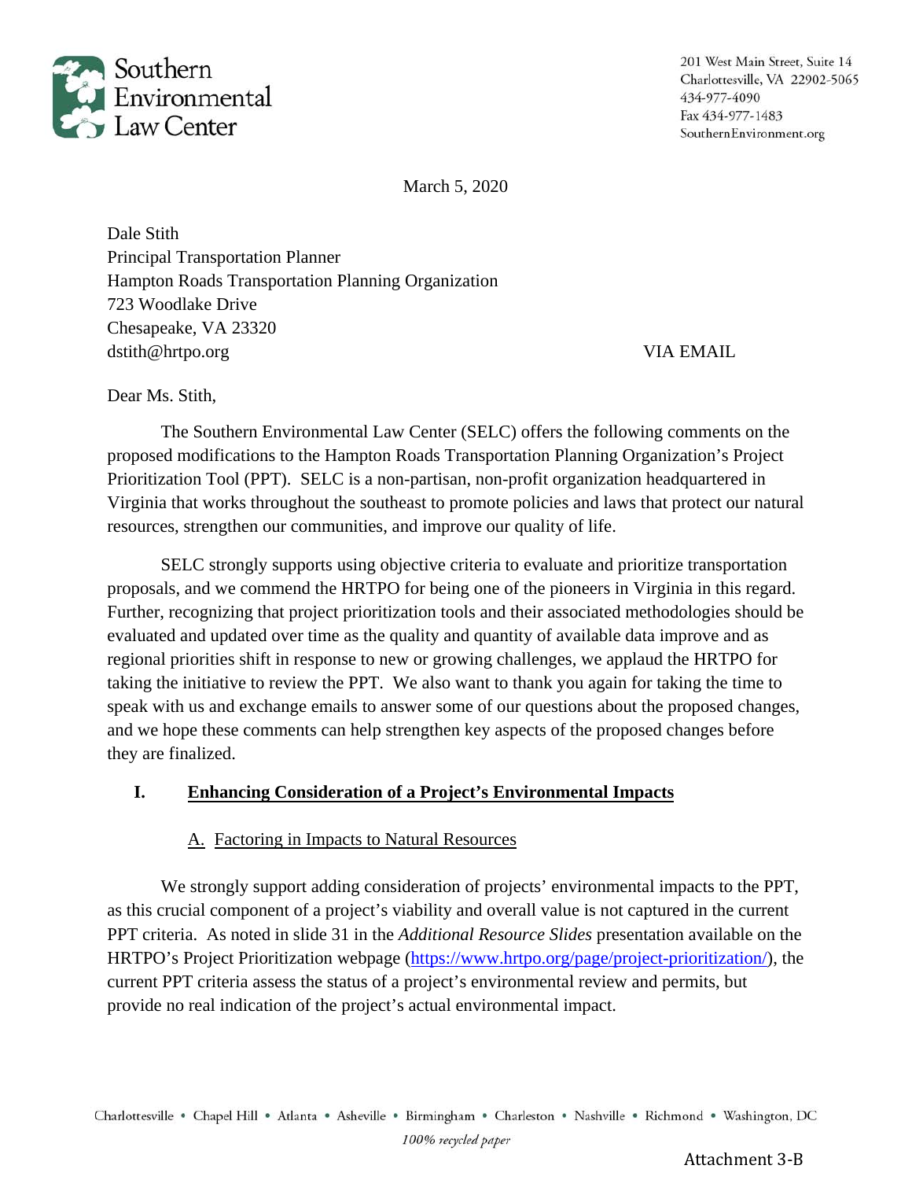Southern Environmental Law Center

201 West Main Street, Suite 14
Charlottesville, VA 22902-5065
434-977-4090
Fax 434-977-1483
SouthernEnvironment.org

March 5, 2020

Dale Stith
Principal Transportation Planner
Hampton Roads Transportation Planning Organization
723 Woodlake Drive
Chesapeake, VA 23320
dstith@hrtpo.org

VIA EMAIL

Dear Ms. Stith,

The Southern Environmental Law Center (SELC) offers the following comments on the proposed modifications to the Hampton Roads Transportation Planning Organization's Project Prioritization Tool (PPT). SELC is a non-partisan, non-profit organization headquartered in Virginia that works throughout the southeast to promote policies and laws that protect our natural resources, strengthen our communities, and improve our quality of life.

SELC strongly supports using objective criteria to evaluate and prioritize transportation proposals, and we commend the HRTPO for being one of the pioneers in Virginia in this regard. Further, recognizing that project prioritization tools and their associated methodologies should be evaluated and updated over time as the quality and quantity of available data improve and as regional priorities shift in response to new or growing challenges, we applaud the HRTPO for taking the initiative to review the PPT. We also want to thank you again for taking the time to speak with us and exchange emails to answer some of our questions about the proposed changes, and we hope these comments can help strengthen key aspects of the proposed changes before they are finalized.

## I. Enhancing Consideration of a Project's Environmental Impacts

### A. Factoring in Impacts to Natural Resources

We strongly support adding consideration of projects' environmental impacts to the PPT, as this crucial component of a project's viability and overall value is not captured in the current PPT criteria. As noted in slide 31 in the *Additional Resource Slides* presentation available on the HRTPO's Project Prioritization webpage (https://www.hrtpo.org/page/project-prioritization/), the current PPT criteria assess the status of a project's environmental review and permits, but provide no real indication of the project's actual environmental impact.

Charlottesville • Chapel Hill • Atlanta • Asheville • Birmingham • Charleston • Nashville • Richmond • Washington, DC

*100% recycled paper*

Attachment 3-B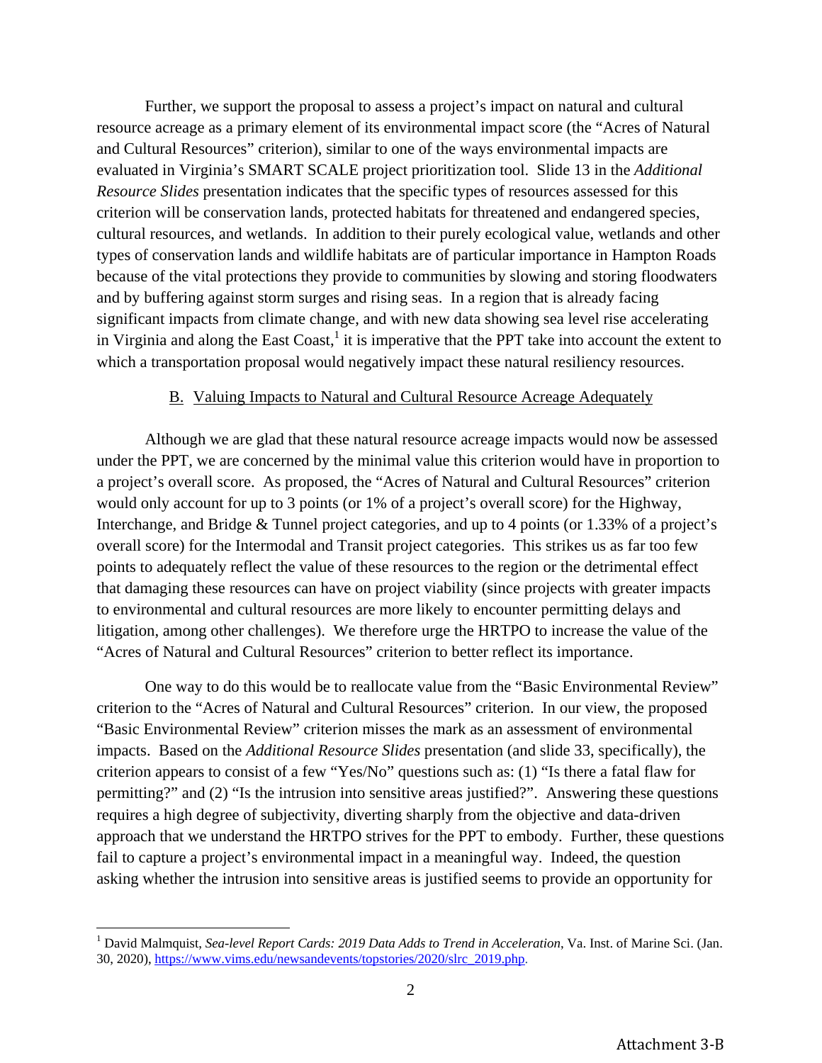Further, we support the proposal to assess a project's impact on natural and cultural resource acreage as a primary element of its environmental impact score (the "Acres of Natural and Cultural Resources" criterion), similar to one of the ways environmental impacts are evaluated in Virginia's SMART SCALE project prioritization tool. Slide 13 in the *Additional Resource Slides* presentation indicates that the specific types of resources assessed for this criterion will be conservation lands, protected habitats for threatened and endangered species, cultural resources, and wetlands. In addition to their purely ecological value, wetlands and other types of conservation lands and wildlife habitats are of particular importance in Hampton Roads because of the vital protections they provide to communities by slowing and storing floodwaters and by buffering against storm surges and rising seas. In a region that is already facing significant impacts from climate change, and with new data showing sea level rise accelerating in Virginia and along the East Coast,[1] it is imperative that the PPT take into account the extent to which a transportation proposal would negatively impact these natural resiliency resources.

## B. Valuing Impacts to Natural and Cultural Resource Acreage Adequately

Although we are glad that these natural resource acreage impacts would now be assessed under the PPT, we are concerned by the minimal value this criterion would have in proportion to a project's overall score. As proposed, the "Acres of Natural and Cultural Resources" criterion would only account for up to 3 points (or 1% of a project's overall score) for the Highway, Interchange, and Bridge & Tunnel project categories, and up to 4 points (or 1.33% of a project's overall score) for the Intermodal and Transit project categories. This strikes us as far too few points to adequately reflect the value of these resources to the region or the detrimental effect that damaging these resources can have on project viability (since projects with greater impacts to environmental and cultural resources are more likely to encounter permitting delays and litigation, among other challenges). We therefore urge the HRTPO to increase the value of the "Acres of Natural and Cultural Resources" criterion to better reflect its importance.

One way to do this would be to reallocate value from the "Basic Environmental Review" criterion to the "Acres of Natural and Cultural Resources" criterion. In our view, the proposed "Basic Environmental Review" criterion misses the mark as an assessment of environmental impacts. Based on the *Additional Resource Slides* presentation (and slide 33, specifically), the criterion appears to consist of a few "Yes/No" questions such as: (1) "Is there a fatal flaw for permitting?" and (2) "Is the intrusion into sensitive areas justified?". Answering these questions requires a high degree of subjectivity, diverting sharply from the objective and data-driven approach that we understand the HRTPO strives for the PPT to embody. Further, these questions fail to capture a project's environmental impact in a meaningful way. Indeed, the question asking whether the intrusion into sensitive areas is justified seems to provide an opportunity for

---

[1] David Malmquist, *Sea-level Report Cards: 2019 Data Adds to Trend in Acceleration*, Va. Inst. of Marine Sci. (Jan. 30, 2020), https://www.vims.edu/newsandevents/topstories/2020/slrc_2019.php.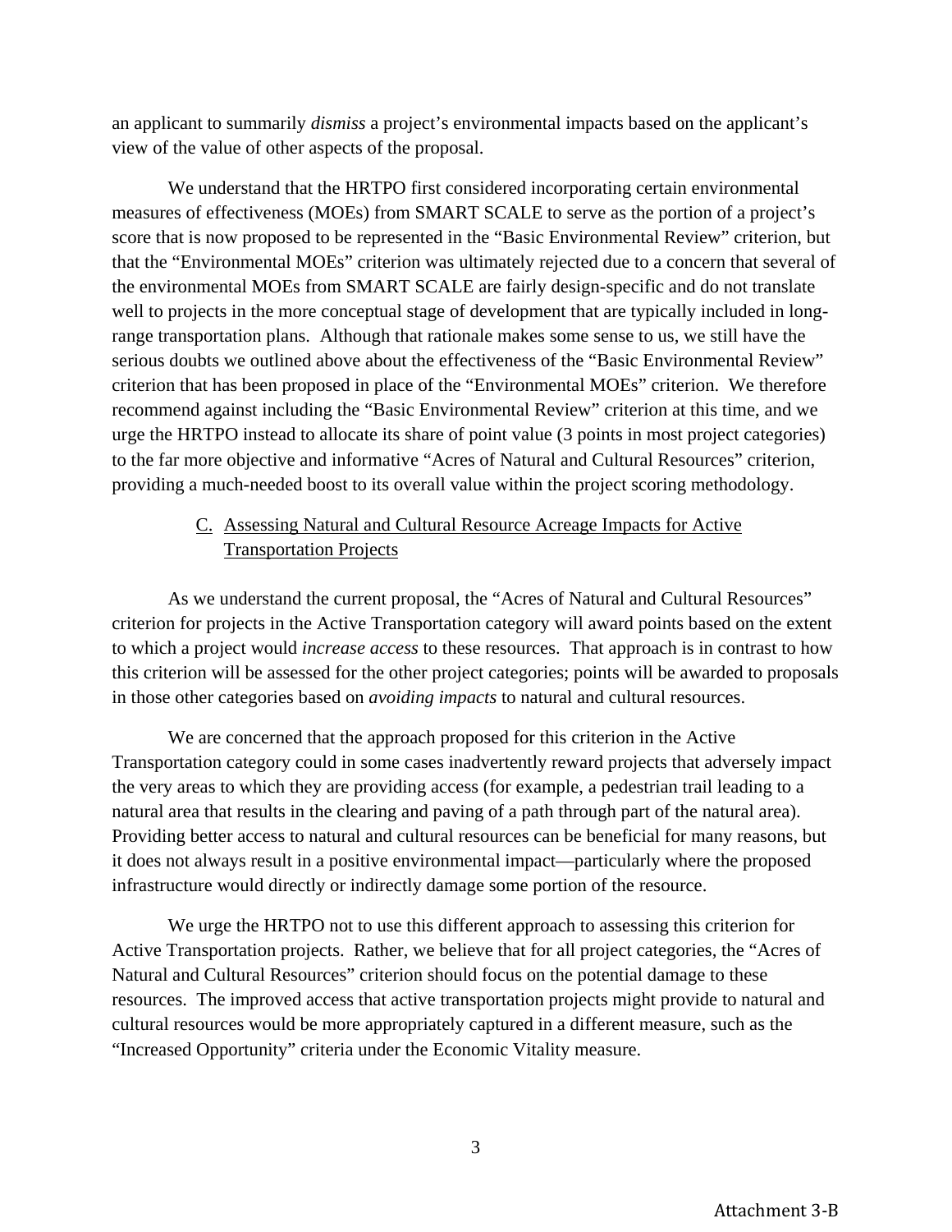an applicant to summarily *dismiss* a project's environmental impacts based on the applicant's view of the value of other aspects of the proposal.

We understand that the HRTPO first considered incorporating certain environmental measures of effectiveness (MOEs) from SMART SCALE to serve as the portion of a project's score that is now proposed to be represented in the "Basic Environmental Review" criterion, but that the "Environmental MOEs" criterion was ultimately rejected due to a concern that several of the environmental MOEs from SMART SCALE are fairly design-specific and do not translate well to projects in the more conceptual stage of development that are typically included in long-range transportation plans. Although that rationale makes some sense to us, we still have the serious doubts we outlined above about the effectiveness of the "Basic Environmental Review" criterion that has been proposed in place of the "Environmental MOEs" criterion. We therefore recommend against including the "Basic Environmental Review" criterion at this time, and we urge the HRTPO instead to allocate its share of point value (3 points in most project categories) to the far more objective and informative "Acres of Natural and Cultural Resources" criterion, providing a much-needed boost to its overall value within the project scoring methodology.

### C. Assessing Natural and Cultural Resource Acreage Impacts for Active Transportation Projects

As we understand the current proposal, the "Acres of Natural and Cultural Resources" criterion for projects in the Active Transportation category will award points based on the extent to which a project would *increase access* to these resources. That approach is in contrast to how this criterion will be assessed for the other project categories; points will be awarded to proposals in those other categories based on *avoiding impacts* to natural and cultural resources.

We are concerned that the approach proposed for this criterion in the Active Transportation category could in some cases inadvertently reward projects that adversely impact the very areas to which they are providing access (for example, a pedestrian trail leading to a natural area that results in the clearing and paving of a path through part of the natural area). Providing better access to natural and cultural resources can be beneficial for many reasons, but it does not always result in a positive environmental impact—particularly where the proposed infrastructure would directly or indirectly damage some portion of the resource.

We urge the HRTPO not to use this different approach to assessing this criterion for Active Transportation projects. Rather, we believe that for all project categories, the "Acres of Natural and Cultural Resources" criterion should focus on the potential damage to these resources. The improved access that active transportation projects might provide to natural and cultural resources would be more appropriately captured in a different measure, such as the "Increased Opportunity" criteria under the Economic Vitality measure.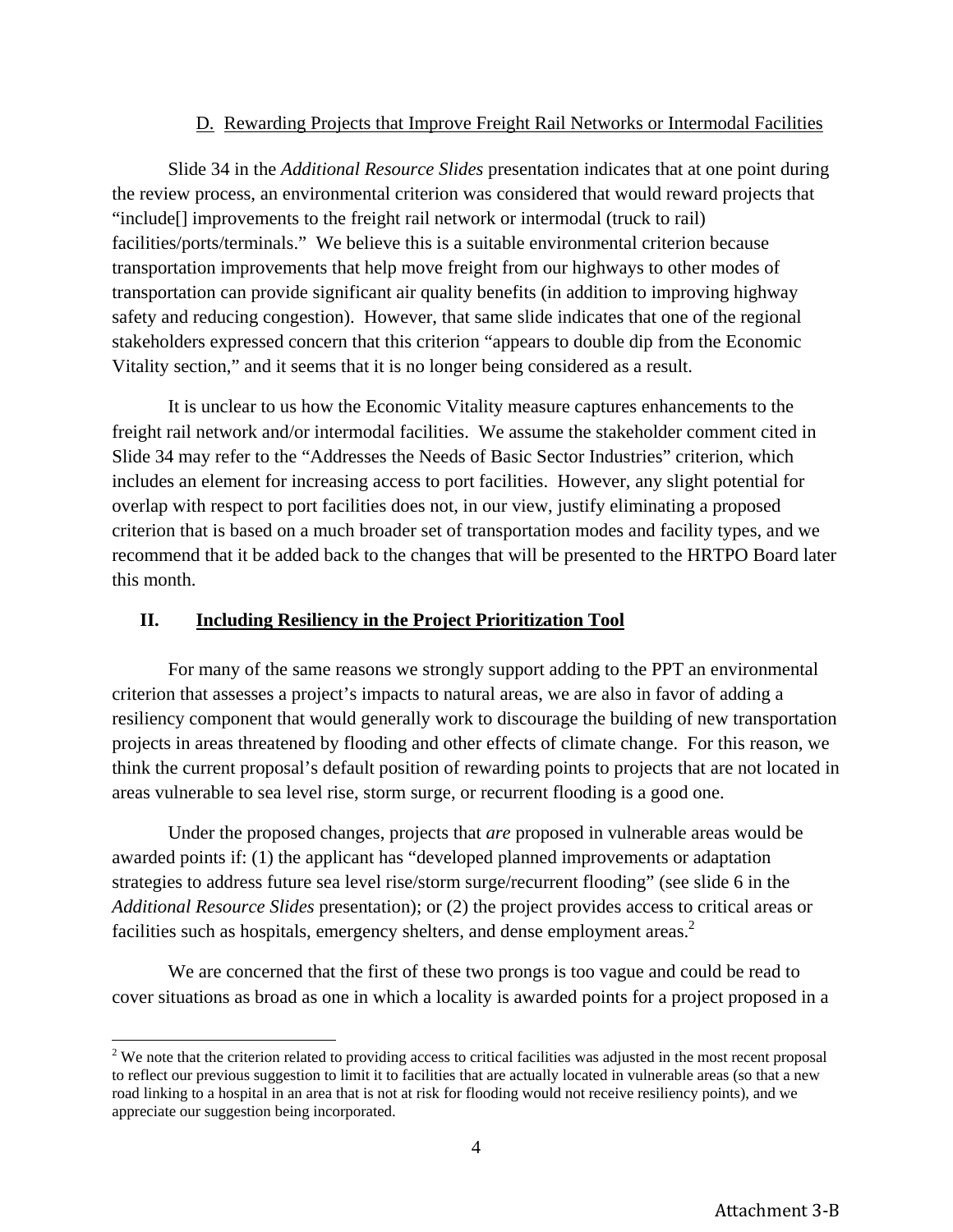### D. Rewarding Projects that Improve Freight Rail Networks or Intermodal Facilities

Slide 34 in the *Additional Resource Slides* presentation indicates that at one point during the review process, an environmental criterion was considered that would reward projects that "include[] improvements to the freight rail network or intermodal (truck to rail) facilities/ports/terminals." We believe this is a suitable environmental criterion because transportation improvements that help move freight from our highways to other modes of transportation can provide significant air quality benefits (in addition to improving highway safety and reducing congestion). However, that same slide indicates that one of the regional stakeholders expressed concern that this criterion "appears to double dip from the Economic Vitality section," and it seems that it is no longer being considered as a result.

It is unclear to us how the Economic Vitality measure captures enhancements to the freight rail network and/or intermodal facilities. We assume the stakeholder comment cited in Slide 34 may refer to the "Addresses the Needs of Basic Sector Industries" criterion, which includes an element for increasing access to port facilities. However, any slight potential for overlap with respect to port facilities does not, in our view, justify eliminating a proposed criterion that is based on a much broader set of transportation modes and facility types, and we recommend that it be added back to the changes that will be presented to the HRTPO Board later this month.

## II. Including Resiliency in the Project Prioritization Tool

For many of the same reasons we strongly support adding to the PPT an environmental criterion that assesses a project's impacts to natural areas, we are also in favor of adding a resiliency component that would generally work to discourage the building of new transportation projects in areas threatened by flooding and other effects of climate change. For this reason, we think the current proposal's default position of rewarding points to projects that are not located in areas vulnerable to sea level rise, storm surge, or recurrent flooding is a good one.

Under the proposed changes, projects that *are* proposed in vulnerable areas would be awarded points if: (1) the applicant has "developed planned improvements or adaptation strategies to address future sea level rise/storm surge/recurrent flooding" (see slide 6 in the *Additional Resource Slides* presentation); or (2) the project provides access to critical areas or facilities such as hospitals, emergency shelters, and dense employment areas.[2]

We are concerned that the first of these two prongs is too vague and could be read to cover situations as broad as one in which a locality is awarded points for a project proposed in a

[2] We note that the criterion related to providing access to critical facilities was adjusted in the most recent proposal to reflect our previous suggestion to limit it to facilities that are actually located in vulnerable areas (so that a new road linking to a hospital in an area that is not at risk for flooding would not receive resiliency points), and we appreciate our suggestion being incorporated.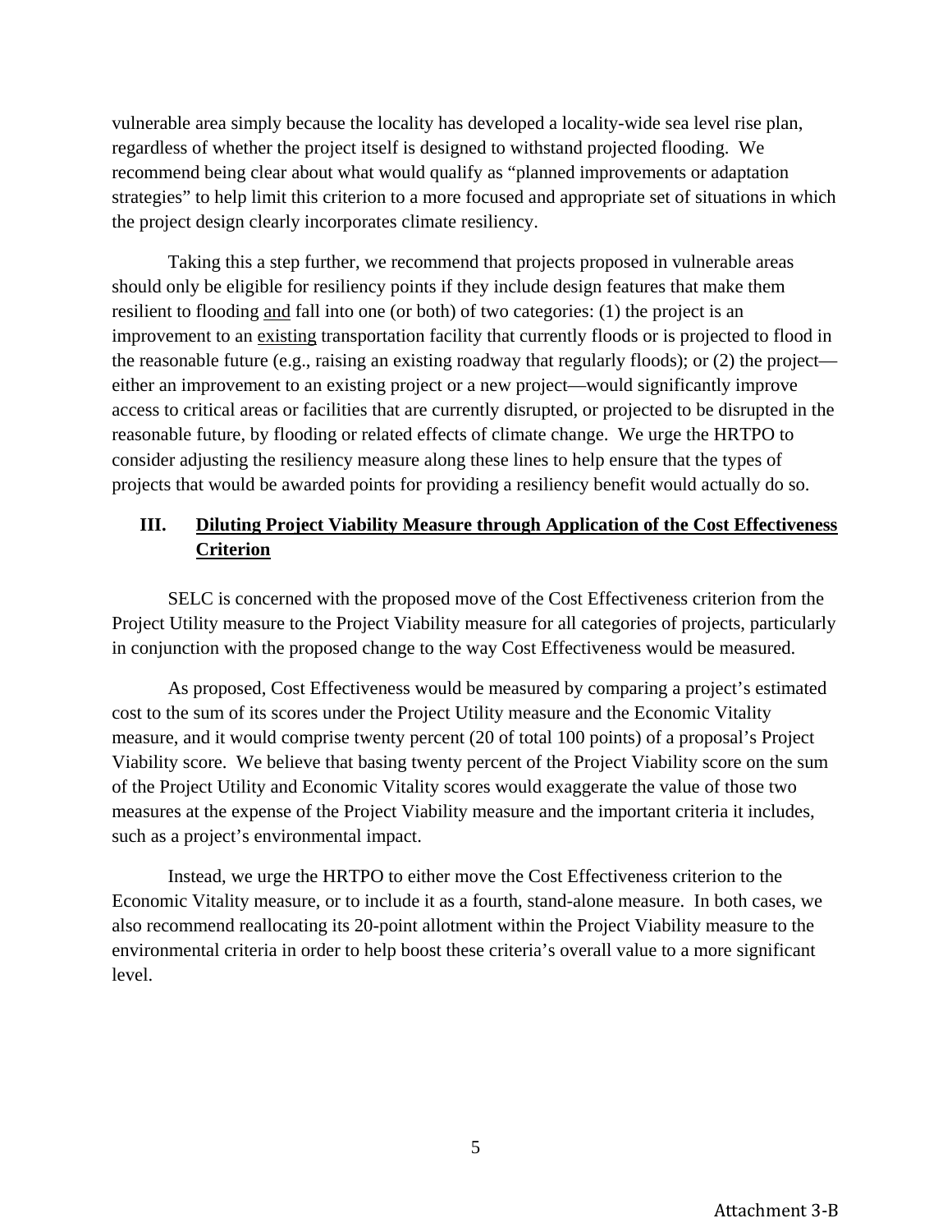vulnerable area simply because the locality has developed a locality-wide sea level rise plan, regardless of whether the project itself is designed to withstand projected flooding. We recommend being clear about what would qualify as "planned improvements or adaptation strategies" to help limit this criterion to a more focused and appropriate set of situations in which the project design clearly incorporates climate resiliency.

Taking this a step further, we recommend that projects proposed in vulnerable areas should only be eligible for resiliency points if they include design features that make them resilient to flooding <u>and</u> fall into one (or both) of two categories: (1) the project is an improvement to an <u>existing</u> transportation facility that currently floods or is projected to flood in the reasonable future (e.g., raising an existing roadway that regularly floods); or (2) the project—either an improvement to an existing project or a new project—would significantly improve access to critical areas or facilities that are currently disrupted, or projected to be disrupted in the reasonable future, by flooding or related effects of climate change. We urge the HRTPO to consider adjusting the resiliency measure along these lines to help ensure that the types of projects that would be awarded points for providing a resiliency benefit would actually do so.

## III. <u>Diluting Project Viability Measure through Application of the Cost Effectiveness Criterion</u>

SELC is concerned with the proposed move of the Cost Effectiveness criterion from the Project Utility measure to the Project Viability measure for all categories of projects, particularly in conjunction with the proposed change to the way Cost Effectiveness would be measured.

As proposed, Cost Effectiveness would be measured by comparing a project's estimated cost to the sum of its scores under the Project Utility measure and the Economic Vitality measure, and it would comprise twenty percent (20 of total 100 points) of a proposal's Project Viability score. We believe that basing twenty percent of the Project Viability score on the sum of the Project Utility and Economic Vitality scores would exaggerate the value of those two measures at the expense of the Project Viability measure and the important criteria it includes, such as a project's environmental impact.

Instead, we urge the HRTPO to either move the Cost Effectiveness criterion to the Economic Vitality measure, or to include it as a fourth, stand-alone measure. In both cases, we also recommend reallocating its 20-point allotment within the Project Viability measure to the environmental criteria in order to help boost these criteria's overall value to a more significant level.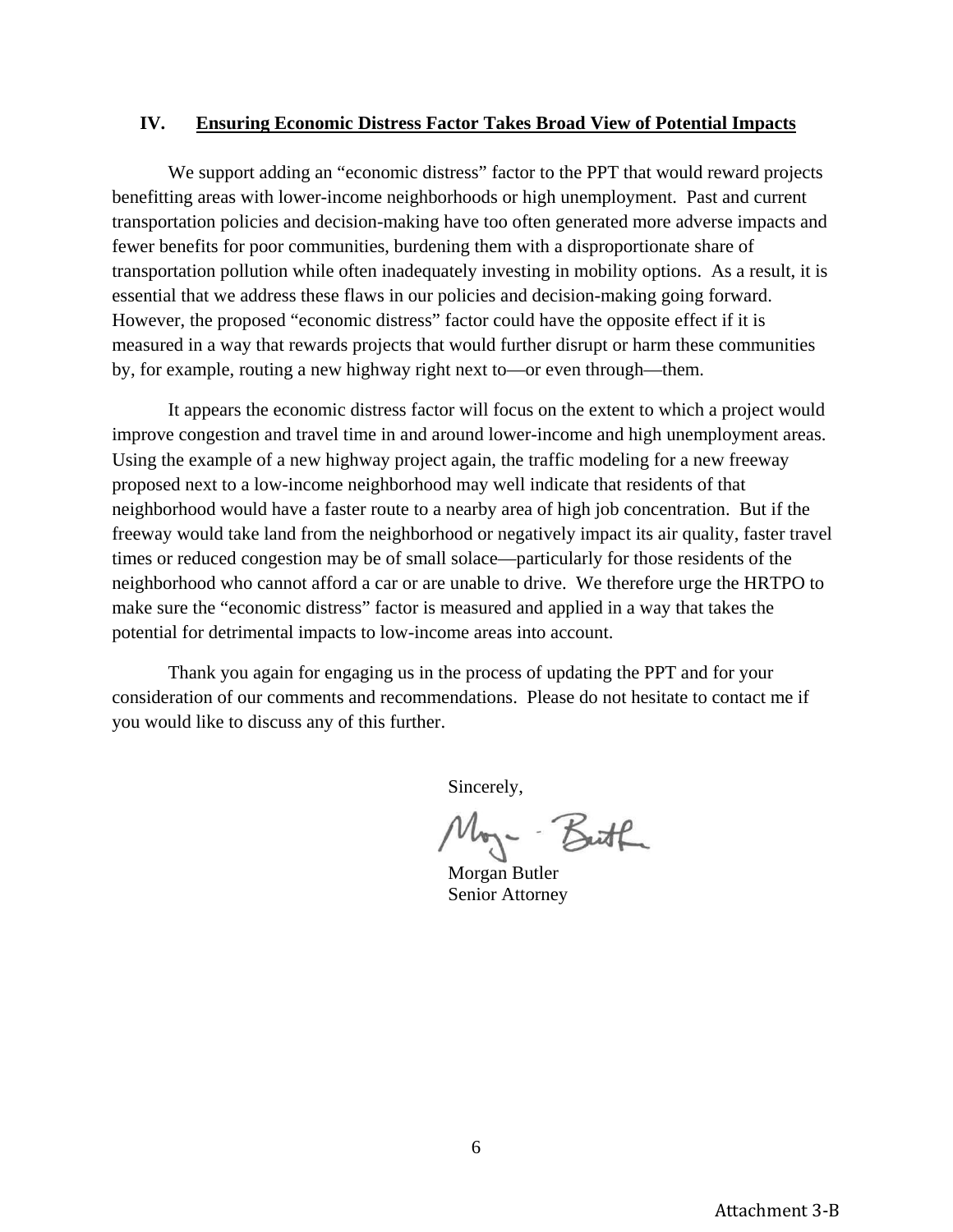### IV. Ensuring Economic Distress Factor Takes Broad View of Potential Impacts

We support adding an "economic distress" factor to the PPT that would reward projects benefitting areas with lower-income neighborhoods or high unemployment. Past and current transportation policies and decision-making have too often generated more adverse impacts and fewer benefits for poor communities, burdening them with a disproportionate share of transportation pollution while often inadequately investing in mobility options. As a result, it is essential that we address these flaws in our policies and decision-making going forward. However, the proposed "economic distress" factor could have the opposite effect if it is measured in a way that rewards projects that would further disrupt or harm these communities by, for example, routing a new highway right next to—or even through—them.

It appears the economic distress factor will focus on the extent to which a project would improve congestion and travel time in and around lower-income and high unemployment areas. Using the example of a new highway project again, the traffic modeling for a new freeway proposed next to a low-income neighborhood may well indicate that residents of that neighborhood would have a faster route to a nearby area of high job concentration. But if the freeway would take land from the neighborhood or negatively impact its air quality, faster travel times or reduced congestion may be of small solace—particularly for those residents of the neighborhood who cannot afford a car or are unable to drive. We therefore urge the HRTPO to make sure the "economic distress" factor is measured and applied in a way that takes the potential for detrimental impacts to low-income areas into account.

Thank you again for engaging us in the process of updating the PPT and for your consideration of our comments and recommendations. Please do not hesitate to contact me if you would like to discuss any of this further.

Sincerely,

Morgan Butler
Senior Attorney

Attachment 3-B